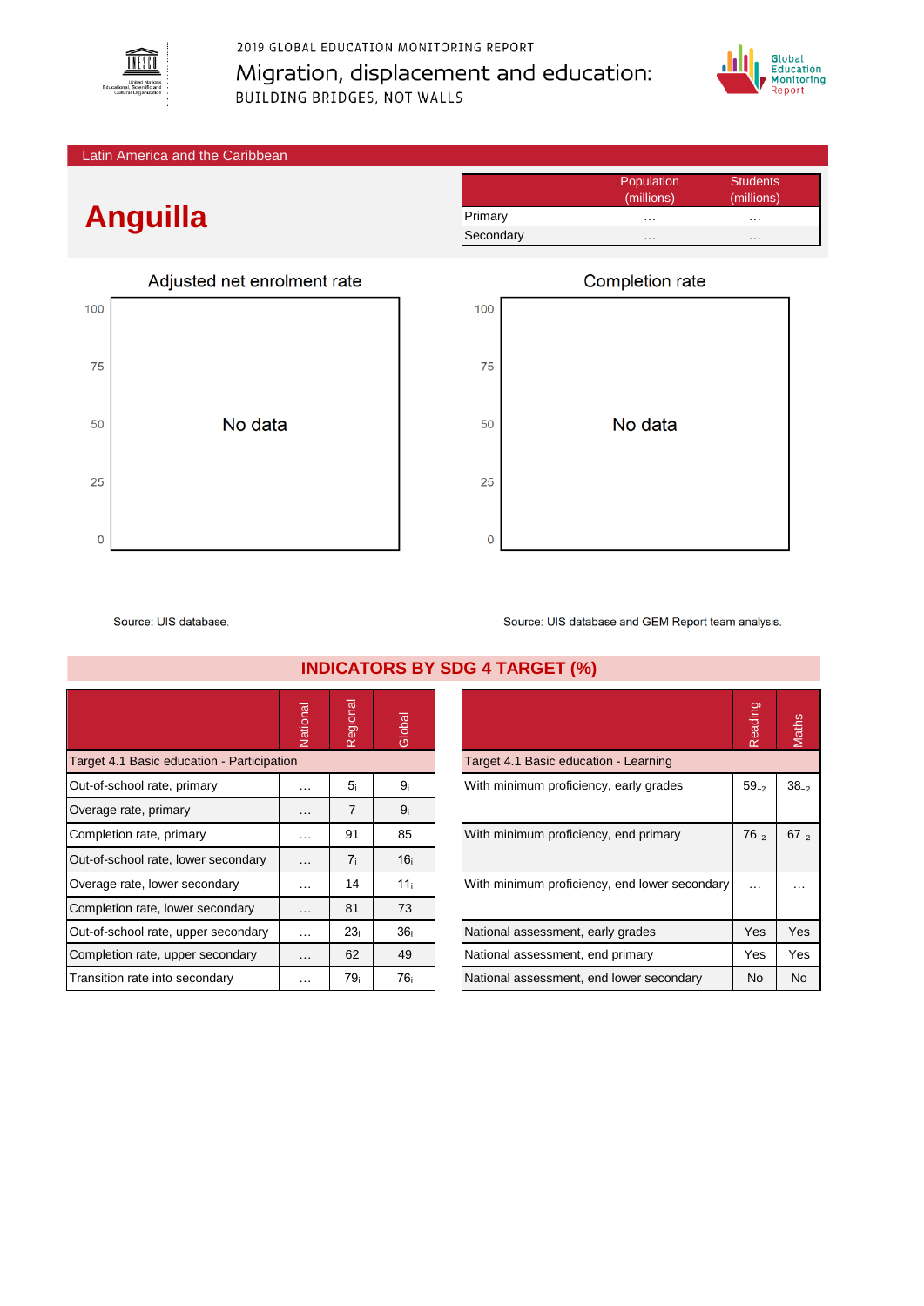2019 GLOBAL EDUCATION MONITORING REPORT

Migration, displacement and education:

BUILDING BRIDGES, NOT WALLS

Latin America and the Caribbean

# Anguilla

| | Population (millions) | Students (millions) |
|---|---|---|
| Primary | … | … |
| Secondary | … | … |

## Adjusted net enrolment rate

No data

Source: UIS database.

## Completion rate

No data

Source: UIS database and GEM Report team analysis.

## INDICATORS BY SDG 4 TARGET (%)

| | National | Regional | Global |
|---|---|---|---|
| **Target 4.1 Basic education - Participation** | | | |
| Out-of-school rate, primary | … | 5i | 9i |
| Overage rate, primary | … | 7 | 9i |
| Completion rate, primary | … | 91 | 85 |
| Out-of-school rate, lower secondary | … | 7i | 16i |
| Overage rate, lower secondary | … | 14 | 11i |
| Completion rate, lower secondary | … | 81 | 73 |
| Out-of-school rate, upper secondary | … | 23i | 36i |
| Completion rate, upper secondary | … | 62 | 49 |
| Transition rate into secondary | … | 79i | 76i |

| | Reading | Maths |
|---|---|---|
| **Target 4.1 Basic education - Learning** | | |
| With minimum proficiency, early grades | $59_{-2}$ | $38_{-2}$ |
| With minimum proficiency, end primary | $76_{-2}$ | $67_{-2}$ |
| With minimum proficiency, end lower secondary | … | … |
| National assessment, early grades | Yes | Yes |
| National assessment, end primary | Yes | Yes |
| National assessment, end lower secondary | No | No |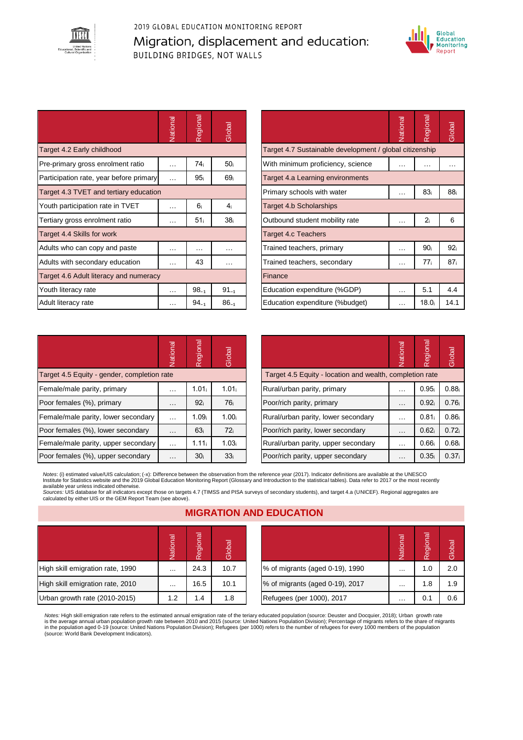2019 GLOBAL EDUCATION MONITORING REPORT

# Migration, displacement and education:

BUILDING BRIDGES, NOT WALLS

| | National | Regional | Global |
|---|---|---|---|
| **Target 4.2 Early childhood** | | | |
| Pre-primary gross enrolment ratio | … | $74_i$ | $50_i$ |
| Participation rate, year before primary | … | $95_i$ | $69_i$ |
| **Target 4.3 TVET and tertiary education** | | | |
| Youth participation rate in TVET | … | $6_i$ | $4_i$ |
| Tertiary gross enrolment ratio | … | $51_i$ | $38_i$ |
| **Target 4.4 Skills for work** | | | |
| Adults who can copy and paste | … | … | … |
| Adults with secondary education | … | 43 | … |
| **Target 4.6 Adult literacy and numeracy** | | | |
| Youth literacy rate | … | $98_{-1}$ | $91_{-1}$ |
| Adult literacy rate | … | $94_{-1}$ | $86_{-1}$ |

| | National | Regional | Global |
|---|---|---|---|
| **Target 4.7 Sustainable development / global citizenship** | | | |
| With minimum proficiency, science | … | … | … |
| **Target 4.a Learning environments** | | | |
| Primary schools with water | … | $83_i$ | $88_i$ |
| **Target 4.b Scholarships** | | | |
| Outbound student mobility rate | … | $2_i$ | 6 |
| **Target 4.c Teachers** | | | |
| Trained teachers, primary | … | $90_i$ | $92_i$ |
| Trained teachers, secondary | … | $77_i$ | $87_i$ |
| **Finance** | | | |
| Education expenditure (%GDP) | … | 5.1 | 4.4 |
| Education expenditure (%budget) | … | $18.0_i$ | 14.1 |

| | National | Regional | Global |
|---|---|---|---|
| **Target 4.5 Equity - gender, completion rate** | | | |
| Female/male parity, primary | … | $1.01_i$ | $1.01_i$ |
| Poor females (%), primary | … | $92_i$ | $76_i$ |
| Female/male parity, lower secondary | … | $1.09_i$ | $1.00_i$ |
| Poor females (%), lower secondary | … | $63_i$ | $72_i$ |
| Female/male parity, upper secondary | … | $1.11_i$ | $1.03_i$ |
| Poor females (%), upper secondary | … | $30_i$ | $33_i$ |

| | National | Regional | Global |
|---|---|---|---|
| **Target 4.5 Equity - location and wealth, completion rate** | | | |
| Rural/urban parity, primary | … | $0.95_i$ | $0.88_i$ |
| Poor/rich parity, primary | … | $0.92_i$ | $0.76_i$ |
| Rural/urban parity, lower secondary | … | $0.81_i$ | $0.86_i$ |
| Poor/rich parity, lower secondary | … | $0.62_i$ | $0.72_i$ |
| Rural/urban parity, upper secondary | … | $0.66_i$ | $0.68_i$ |
| Poor/rich parity, upper secondary | … | $0.35_i$ | $0.37_i$ |

*Notes*: (i) estimated value/UIS calculation; (-x): Difference between the observation from the reference year (2017). Indicator definitions are available at the UNESCO Institute for Statistics website and the 2019 Global Education Monitoring Report (Glossary and Introduction to the statistical tables). Data refer to 2017 or the most recently available year unless indicated otherwise.
*Sources:* UIS database for all indicators except those on targets 4.7 (TIMSS and PISA surveys of secondary students), and target 4.a (UNICEF). Regional aggregates are calculated by either UIS or the GEM Report Team (see above).

## MIGRATION AND EDUCATION

| | National | Regional | Global |
|---|---|---|---|
| High skill emigration rate, 1990 | … | 24.3 | 10.7 |
| High skill emigration rate, 2010 | … | 16.5 | 10.1 |
| Urban growth rate (2010-2015) | 1.2 | 1.4 | 1.8 |

| | National | Regional | Global |
|---|---|---|---|
| % of migrants (aged 0-19), 1990 | … | 1.0 | 2.0 |
| % of migrants (aged 0-19), 2017 | … | 1.8 | 1.9 |
| Refugees (per 1000), 2017 | … | 0.1 | 0.6 |

*Notes:* High skill emigration rate refers to the estimated annual emigration rate of the teriary educated population (source: Deuster and Docquier, 2018); Urban growth rate is the average annual urban population growth rate between 2010 and 2015 (source: United Nations Population Division); Percentage of migrants refers to the share of migrants in the population aged 0-19 (source: United Nations Population Division); Refugees (per 1000) refers to the number of refugees for every 1000 members of the population (source: World Bank Development Indicators).